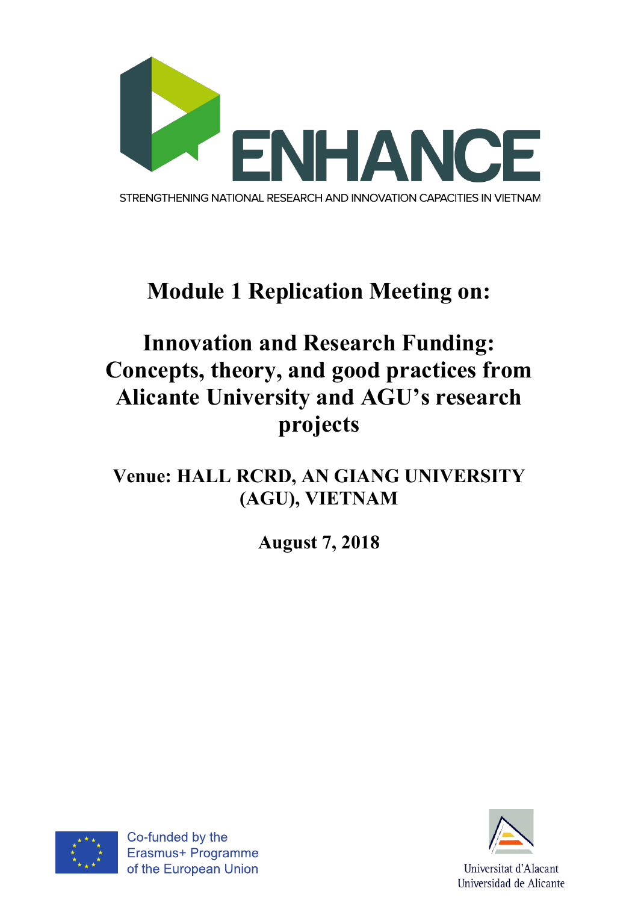ENHANCE

STRENGTHENING NATIONAL RESEARCH AND INNOVATION CAPACITIES IN VIETNAM

# Module 1 Replication Meeting on:

# Innovation and Research Funding: Concepts, theory, and good practices from Alicante University and AGU's research projects

## Venue: HALL RCRD, AN GIANG UNIVERSITY (AGU), VIETNAM

## August 7, 2018

Co-funded by the Erasmus+ Programme of the European Union

Universitat d'Alacant
Universidad de Alicante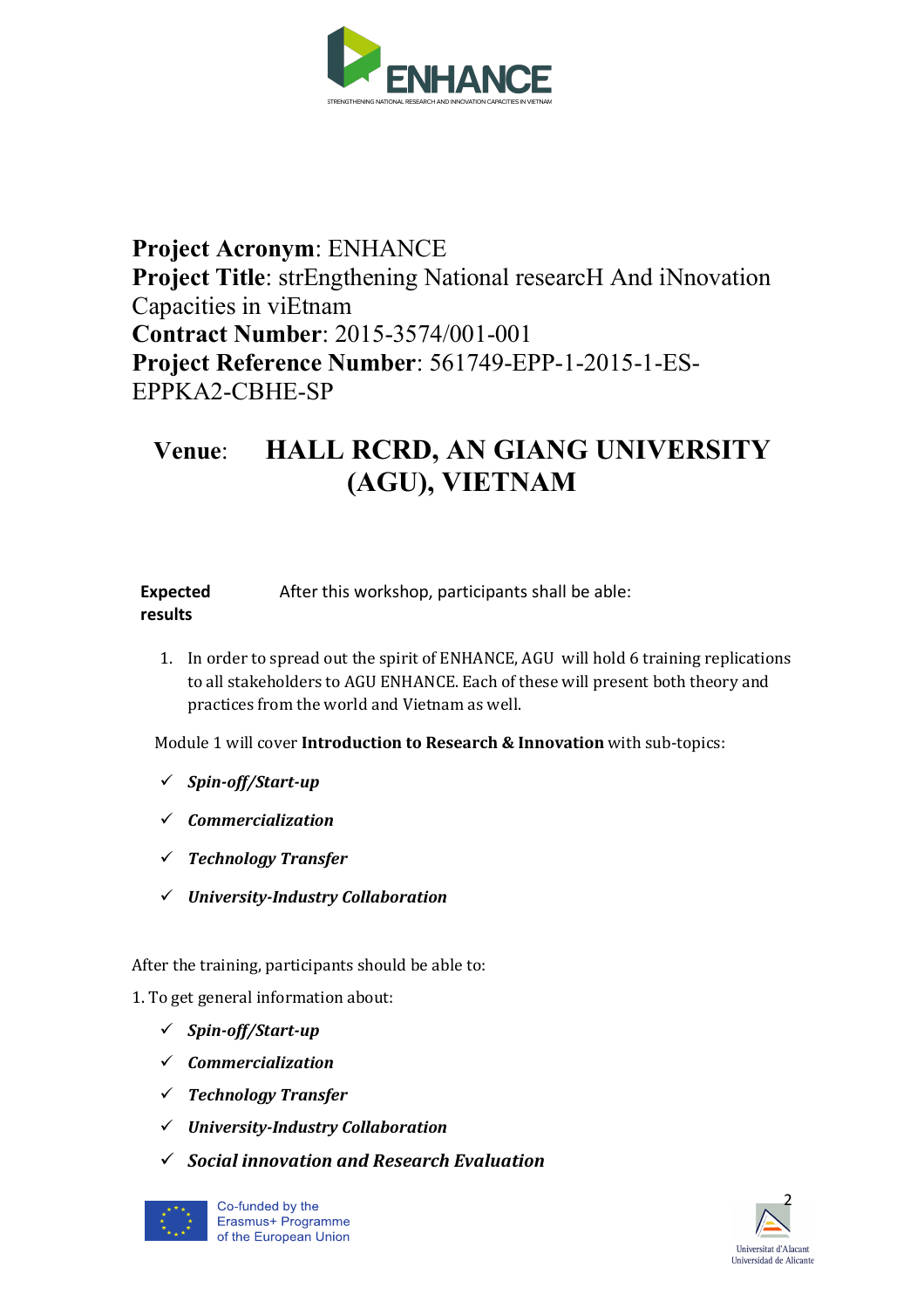**Project Acronym**: ENHANCE
**Project Title**: strEngthening National researcH And iNnovation Capacities in viEtnam
**Contract Number**: 2015-3574/001-001
**Project Reference Number**: 561749-EPP-1-2015-1-ES-EPPKA2-CBHE-SP

**Venue**: **HALL RCRD, AN GIANG UNIVERSITY (AGU), VIETNAM**

**Expected results** After this workshop, participants shall be able:

1. In order to spread out the spirit of ENHANCE, AGU will hold 6 training replications to all stakeholders to AGU ENHANCE. Each of these will present both theory and practices from the world and Vietnam as well.

Module 1 will cover **Introduction to Research & Innovation** with sub-topics:

- ✓ ***Spin-off/Start-up***
- ✓ ***Commercialization***
- ✓ ***Technology Transfer***
- ✓ ***University-Industry Collaboration***

After the training, participants should be able to:

1. To get general information about:

- ✓ ***Spin-off/Start-up***
- ✓ ***Commercialization***
- ✓ ***Technology Transfer***
- ✓ ***University-Industry Collaboration***
- ✓ ***Social innovation and Research Evaluation***

Co-funded by the Erasmus+ Programme of the European Union

Universitat d'Alacant
Universidad de Alicante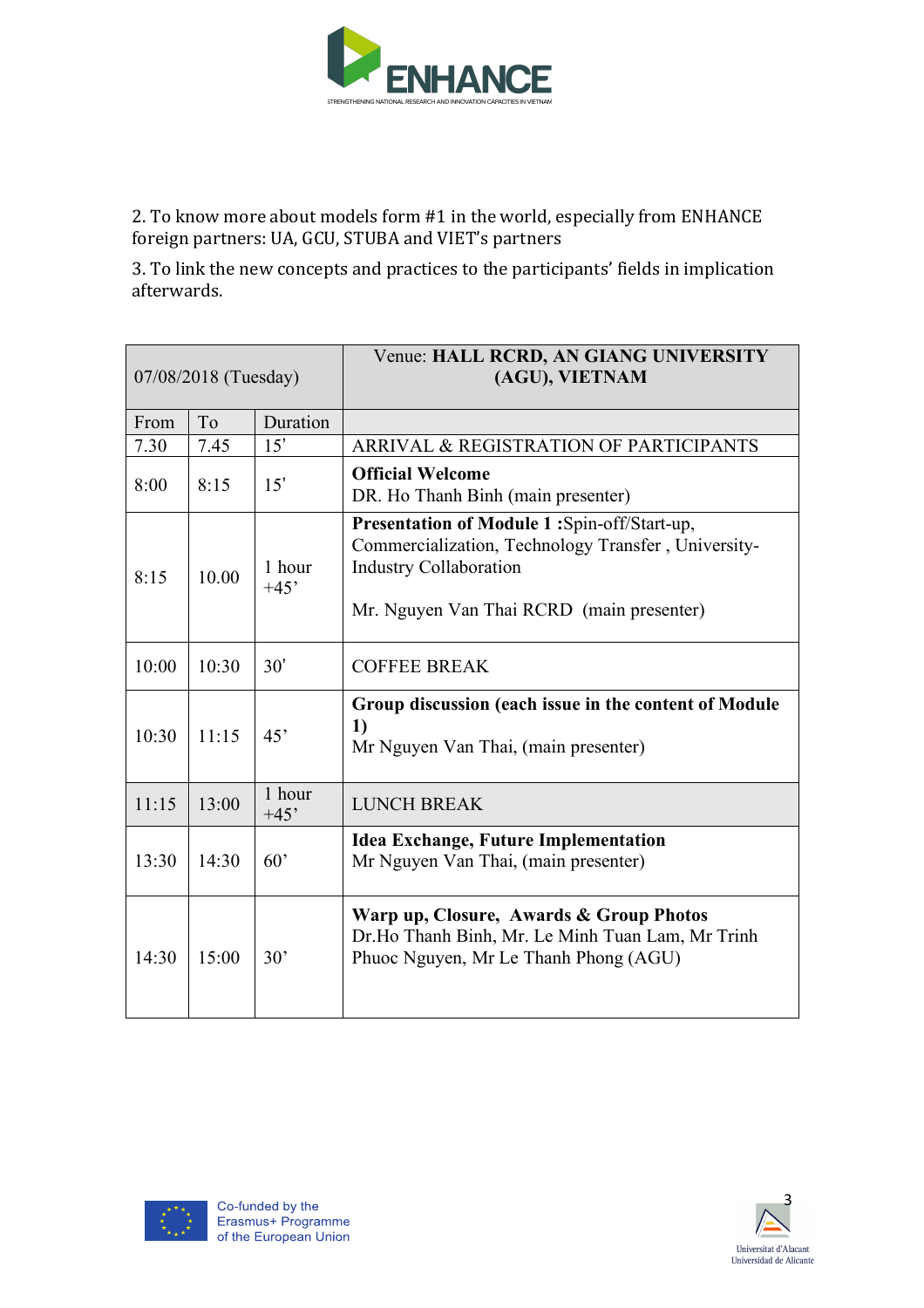2. To know more about models form #1 in the world, especially from ENHANCE foreign partners: UA, GCU, STUBA and VIET's partners

3. To link the new concepts and practices to the participants' fields in implication afterwards.

| 07/08/2018 (Tuesday) | | | Venue: **HALL RCRD, AN GIANG UNIVERSITY (AGU), VIETNAM** |
|---|---|---|---|
| From | To | Duration | |
| 7.30 | 7.45 | 15' | ARRIVAL & REGISTRATION OF PARTICIPANTS |
| 8:00 | 8:15 | 15' | **Official Welcome**<br>DR. Ho Thanh Binh (main presenter) |
| 8:15 | 10.00 | 1 hour +45' | **Presentation of Module 1 :**Spin-off/Start-up, Commercialization, Technology Transfer , University-Industry Collaboration<br><br>Mr. Nguyen Van Thai RCRD (main presenter) |
| 10:00 | 10:30 | 30' | COFFEE BREAK |
| 10:30 | 11:15 | 45' | **Group discussion (each issue in the content of Module 1)**<br>Mr Nguyen Van Thai, (main presenter) |
| 11:15 | 13:00 | 1 hour +45' | LUNCH BREAK |
| 13:30 | 14:30 | 60' | **Idea Exchange, Future Implementation**<br>Mr Nguyen Van Thai, (main presenter) |
| 14:30 | 15:00 | 30' | **Warp up, Closure, Awards & Group Photos**<br>Dr.Ho Thanh Binh, Mr. Le Minh Tuan Lam, Mr Trinh Phuoc Nguyen, Mr Le Thanh Phong (AGU) |